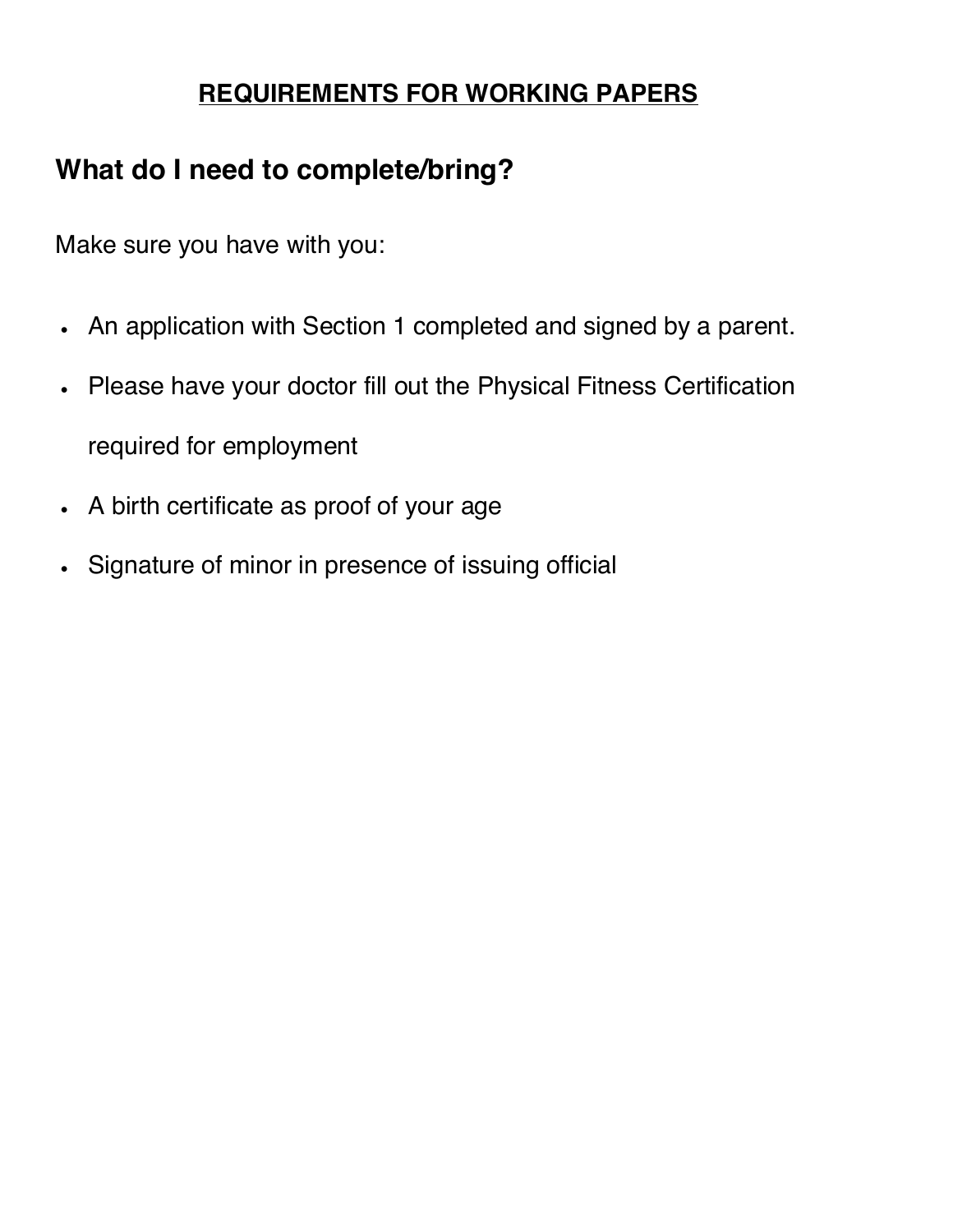# **REQUIREMENTS FOR WORKING PAPERS**

## What do I need to complete/bring?

Make sure you have with you:

- An application with Section 1 completed and signed by a parent.
- Please have your doctor fill out the Physical Fitness Certification required for employment
- A birth certificate as proof of your age
- Signature of minor in presence of issuing official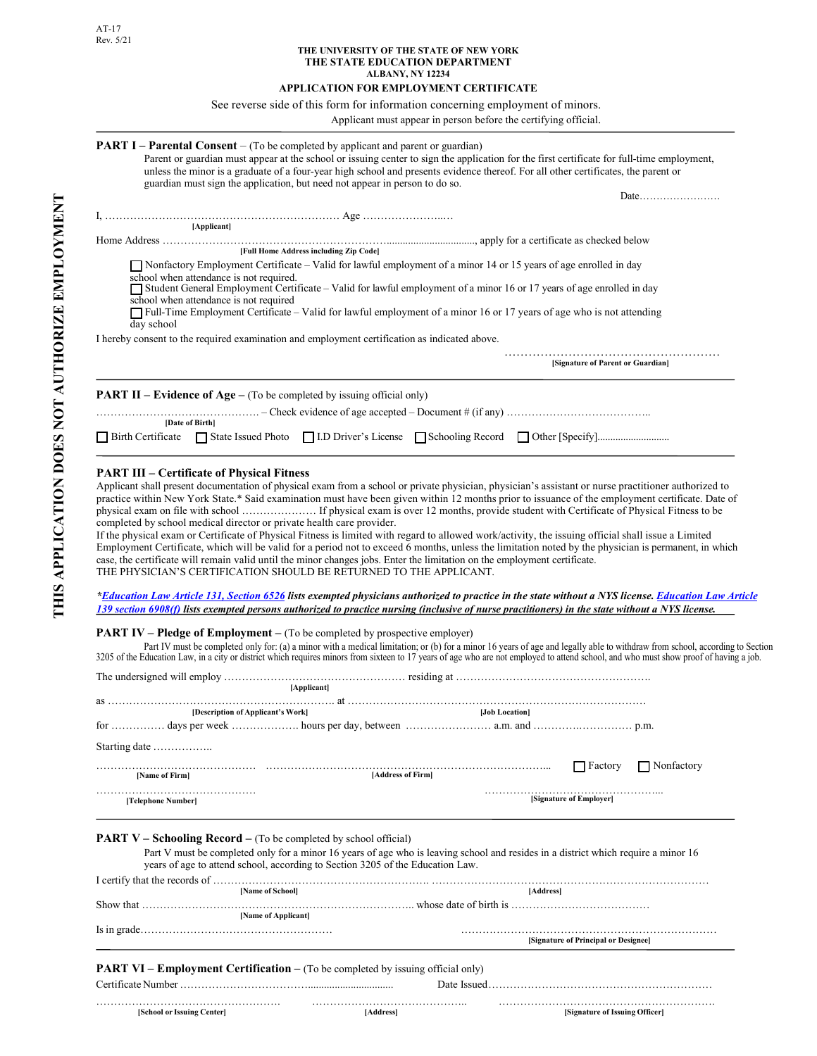AT-17
Rev. 5/21

**THE UNIVERSITY OF THE STATE OF NEW YORK**
**THE STATE EDUCATION DEPARTMENT**
**ALBANY, NY 12234**

**APPLICATION FOR EMPLOYMENT CERTIFICATE**

See reverse side of this form for information concerning employment of minors.
Applicant must appear in person before the certifying official.

**THIS APPLICATION DOES NOT AUTHORIZE EMPLOYMENT**

---

**PART I – Parental Consent** – (To be completed by applicant and parent or guardian)

Parent or guardian must appear at the school or issuing center to sign the application for the first certificate for full-time employment, unless the minor is a graduate of a four-year high school and presents evidence thereof. For all other certificates, the parent or guardian must sign the application, but need not appear in person to do so.

Date……………………

I, ………………………………………………………… Age ……………………..
[Applicant]

Home Address ………………………………………………………................................, apply for a certificate as checked below
[Full Home Address including Zip Code]

☐ Nonfactory Employment Certificate – Valid for lawful employment of a minor 14 or 15 years of age enrolled in day school when attendance is not required.
☐ Student General Employment Certificate – Valid for lawful employment of a minor 16 or 17 years of age enrolled in day school when attendance is not required
☐ Full-Time Employment Certificate – Valid for lawful employment of a minor 16 or 17 years of age who is not attending day school

I hereby consent to the required examination and employment certification as indicated above.

…………………………………………………
[Signature of Parent or Guardian]

---

**PART II – Evidence of Age –** (To be completed by issuing official only)

……………………………………… – Check evidence of age accepted – Document # (if any) …………………………………..
[Date of Birth]

☐ Birth Certificate ☐ State Issued Photo ☐ I.D Driver's License ☐ Schooling Record ☐ Other [Specify]...........................

---

**PART III – Certificate of Physical Fitness**

Applicant shall present documentation of physical exam from a school or private physician, physician's assistant or nurse practitioner authorized to practice within New York State.* Said examination must have been given within 12 months prior to issuance of the employment certificate. Date of physical exam on file with school ………………… If physical exam is over 12 months, provide student with Certificate of Physical Fitness to be completed by school medical director or private health care provider.
If the physical exam or Certificate of Physical Fitness is limited with regard to allowed work/activity, the issuing official shall issue a Limited Employment Certificate, which will be valid for a period not to exceed 6 months, unless the limitation noted by the physician is permanent, in which case, the certificate will remain valid until the minor changes jobs. Enter the limitation on the employment certificate.
THE PHYSICIAN'S CERTIFICATION SHOULD BE RETURNED TO THE APPLICANT.

***Education Law Article 131, Section 6526 lists exempted physicians authorized to practice in the state without a NYS license. Education Law Article 139 section 6908(f) lists exempted persons authorized to practice nursing (inclusive of nurse practitioners) in the state without a NYS license.***

**PART IV – Pledge of Employment –** (To be completed by prospective employer)

Part IV must be completed only for: (a) a minor with a medical limitation; or (b) for a minor 16 years of age and legally able to withdraw from school, according to Section 3205 of the Education Law, in a city or district which requires minors from sixteen to 17 years of age who are not employed to attend school, and who must show proof of having a job.

The undersigned will employ …………………………………………… residing at ……………………………………………….
[Applicant]

as ……………………………………………………… at ………………………………………………………………………
[Description of Applicant's Work] [Job Location]

for …………… days per week ……………… hours per day, between …………………… a.m. and ………….…………… p.m.

Starting date ……………..

……………………………………… ……………………………………………………………………... ☐ Factory ☐ Nonfactory
[Name of Firm] [Address of Firm]

……………………………………… …………………………………………...
[Telephone Number] [Signature of Employer]

---

**PART V – Schooling Record –** (To be completed by school official)

Part V must be completed only for a minor 16 years of age who is leaving school and resides in a district which require a minor 16 years of age to attend school, according to Section 3205 of the Education Law.

I certify that the records of ……………………………………………………. ……………………………………………………………………
[Name of School] [Address]

Show that ………………………………………………………………….. whose date of birth is …………………………………
[Name of Applicant]

Is in grade……………………………………………… ……………………………………………………………
[Signature of Principal or Designee]

---

**PART VI – Employment Certification –** (To be completed by issuing official only)

Certificate Number …………………………….............................. Date Issued…………………………………………………

…………………………………………… …………………………………….. …………………………………………………
[School or Issuing Center] [Address] [Signature of Issuing Officer]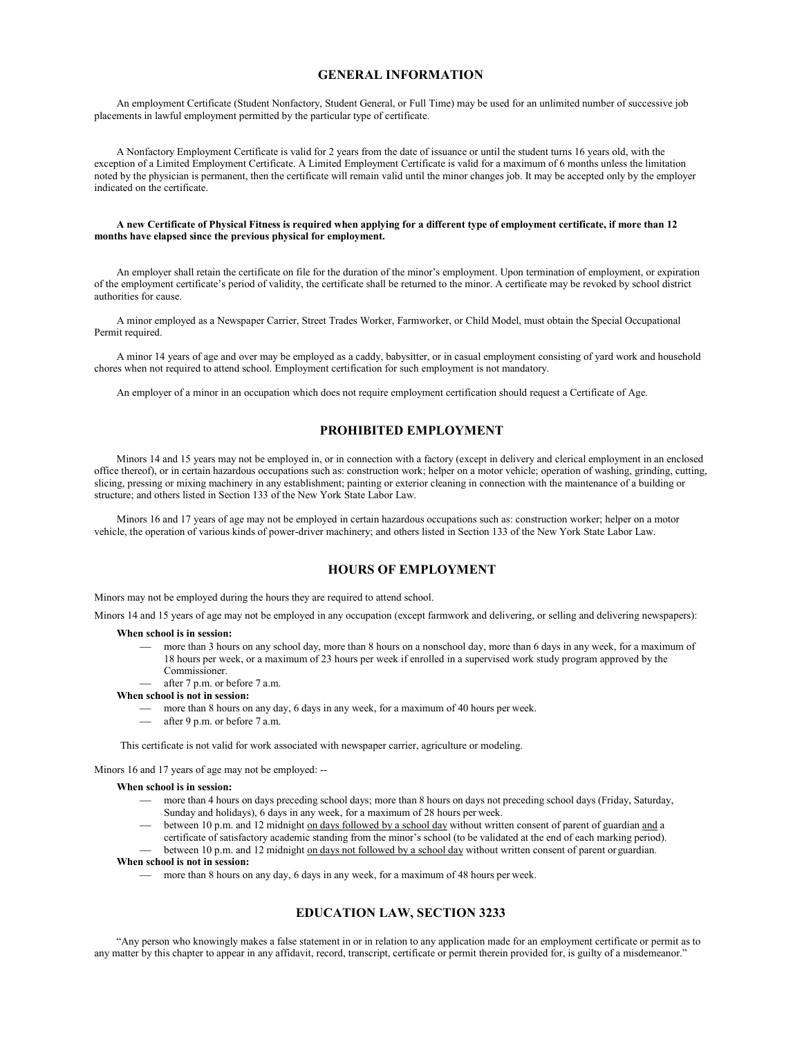## GENERAL INFORMATION

An employment Certificate (Student Nonfactory, Student General, or Full Time) may be used for an unlimited number of successive job placements in lawful employment permitted by the particular type of certificate.

A Nonfactory Employment Certificate is valid for 2 years from the date of issuance or until the student turns 16 years old, with the exception of a Limited Employment Certificate. A Limited Employment Certificate is valid for a maximum of 6 months unless the limitation noted by the physician is permanent, then the certificate will remain valid until the minor changes job. It may be accepted only by the employer indicated on the certificate.

**A new Certificate of Physical Fitness is required when applying for a different type of employment certificate, if more than 12 months have elapsed since the previous physical for employment.**

An employer shall retain the certificate on file for the duration of the minor's employment. Upon termination of employment, or expiration of the employment certificate's period of validity, the certificate shall be returned to the minor. A certificate may be revoked by school district authorities for cause.

A minor employed as a Newspaper Carrier, Street Trades Worker, Farmworker, or Child Model, must obtain the Special Occupational Permit required.

A minor 14 years of age and over may be employed as a caddy, babysitter, or in casual employment consisting of yard work and household chores when not required to attend school. Employment certification for such employment is not mandatory.

An employer of a minor in an occupation which does not require employment certification should request a Certificate of Age.

## PROHIBITED EMPLOYMENT

Minors 14 and 15 years may not be employed in, or in connection with a factory (except in delivery and clerical employment in an enclosed office thereof), or in certain hazardous occupations such as: construction work; helper on a motor vehicle; operation of washing, grinding, cutting, slicing, pressing or mixing machinery in any establishment; painting or exterior cleaning in connection with the maintenance of a building or structure; and others listed in Section 133 of the New York State Labor Law.

Minors 16 and 17 years of age may not be employed in certain hazardous occupations such as: construction worker; helper on a motor vehicle, the operation of various kinds of power-driver machinery; and others listed in Section 133 of the New York State Labor Law.

## HOURS OF EMPLOYMENT

Minors may not be employed during the hours they are required to attend school.

Minors 14 and 15 years of age may not be employed in any occupation (except farmwork and delivering, or selling and delivering newspapers):

**When school is in session:**

- more than 3 hours on any school day, more than 8 hours on a nonschool day, more than 6 days in any week, for a maximum of 18 hours per week, or a maximum of 23 hours per week if enrolled in a supervised work study program approved by the Commissioner.
- after 7 p.m. or before 7 a.m.

**When school is not in session:**

- more than 8 hours on any day, 6 days in any week, for a maximum of 40 hours per week.
- after 9 p.m. or before 7 a.m.

This certificate is not valid for work associated with newspaper carrier, agriculture or modeling.

Minors 16 and 17 years of age may not be employed: --

**When school is in session:**

- more than 4 hours on days preceding school days; more than 8 hours on days not preceding school days (Friday, Saturday, Sunday and holidays), 6 days in any week, for a maximum of 28 hours per week.
- between 10 p.m. and 12 midnight <u>on days followed by a school day</u> without written consent of parent of guardian <u>and</u> a certificate of satisfactory academic standing from the minor's school (to be validated at the end of each marking period).
- between 10 p.m. and 12 midnight <u>on days not followed by a school day</u> without written consent of parent or guardian.

**When school is not in session:**

- more than 8 hours on any day, 6 days in any week, for a maximum of 48 hours per week.

## EDUCATION LAW, SECTION 3233

"Any person who knowingly makes a false statement in or in relation to any application made for an employment certificate or permit as to any matter by this chapter to appear in any affidavit, record, transcript, certificate or permit therein provided for, is guilty of a misdemeanor."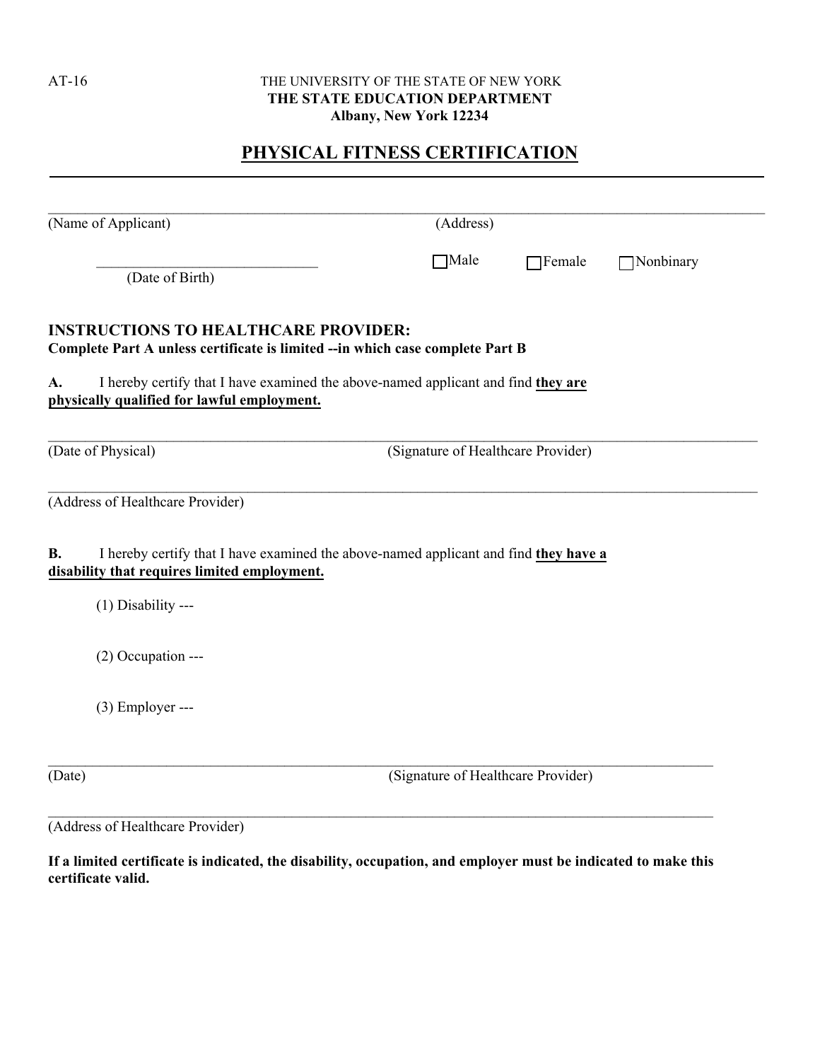AT-16

THE UNIVERSITY OF THE STATE OF NEW YORK
**THE STATE EDUCATION DEPARTMENT**
**Albany, New York 12234**

# PHYSICAL FITNESS CERTIFICATION

_____________________________________________ _____________________________________________
(Name of Applicant) (Address)

______________________________
(Date of Birth)

☐ Male ☐ Female ☐ Nonbinary

## INSTRUCTIONS TO HEALTHCARE PROVIDER:

**Complete Part A unless certificate is limited --in which case complete Part B**

**A.** I hereby certify that I have examined the above-named applicant and find **they are physically qualified for lawful employment.**

_____________________________________________ _____________________________________________
(Date of Physical) (Signature of Healthcare Provider)

_____________________________________________
(Address of Healthcare Provider)

**B.** I hereby certify that I have examined the above-named applicant and find **they have a disability that requires limited employment.**

(1) Disability ---

(2) Occupation ---

(3) Employer ---

_____________________________________________ _____________________________________________
(Date) (Signature of Healthcare Provider)

_____________________________________________
(Address of Healthcare Provider)

**If a limited certificate is indicated, the disability, occupation, and employer must be indicated to make this certificate valid.**